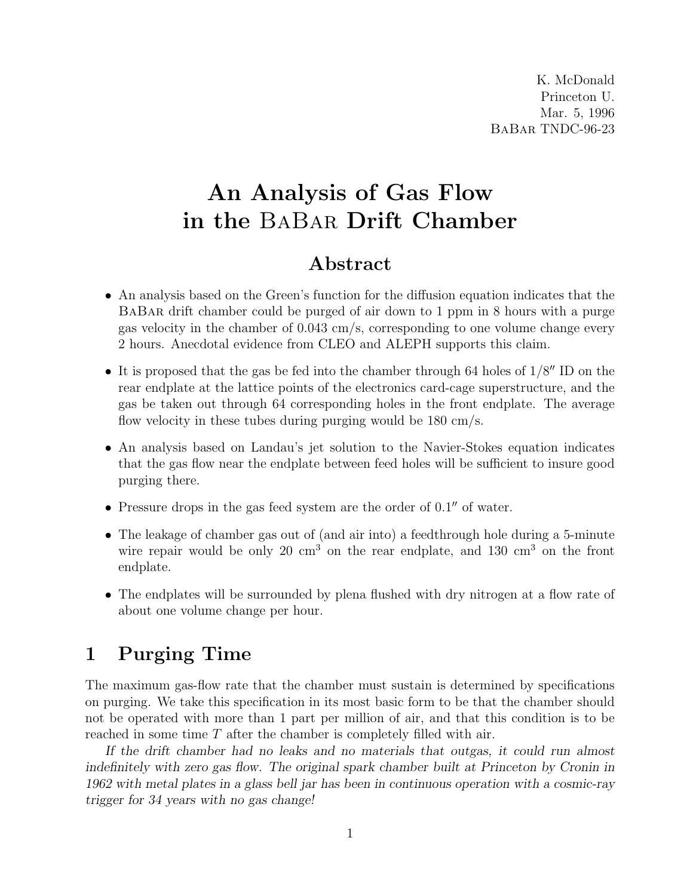K. McDonald
Princeton U.
Mar. 5, 1996
BaBar TNDC-96-23

# An Analysis of Gas Flow in the BaBar Drift Chamber

## Abstract

- An analysis based on the Green's function for the diffusion equation indicates that the BaBar drift chamber could be purged of air down to 1 ppm in 8 hours with a purge gas velocity in the chamber of 0.043 cm/s, corresponding to one volume change every 2 hours. Anecdotal evidence from CLEO and ALEPH supports this claim.
- It is proposed that the gas be fed into the chamber through 64 holes of 1/8″ ID on the rear endplate at the lattice points of the electronics card-cage superstructure, and the gas be taken out through 64 corresponding holes in the front endplate. The average flow velocity in these tubes during purging would be 180 cm/s.
- An analysis based on Landau's jet solution to the Navier-Stokes equation indicates that the gas flow near the endplate between feed holes will be sufficient to insure good purging there.
- Pressure drops in the gas feed system are the order of 0.1″ of water.
- The leakage of chamber gas out of (and air into) a feedthrough hole during a 5-minute wire repair would be only 20 $\text{cm}^3$ on the rear endplate, and 130 $\text{cm}^3$ on the front endplate.
- The endplates will be surrounded by plena flushed with dry nitrogen at a flow rate of about one volume change per hour.

## 1 Purging Time

The maximum gas-flow rate that the chamber must sustain is determined by specifications on purging. We take this specification in its most basic form to be that the chamber should not be operated with more than 1 part per million of air, and that this condition is to be reached in some time $T$ after the chamber is completely filled with air.

*If the drift chamber had no leaks and no materials that outgas, it could run almost indefinitely with zero gas flow. The original spark chamber built at Princeton by Cronin in 1962 with metal plates in a glass bell jar has been in continuous operation with a cosmic-ray trigger for 34 years with no gas change!*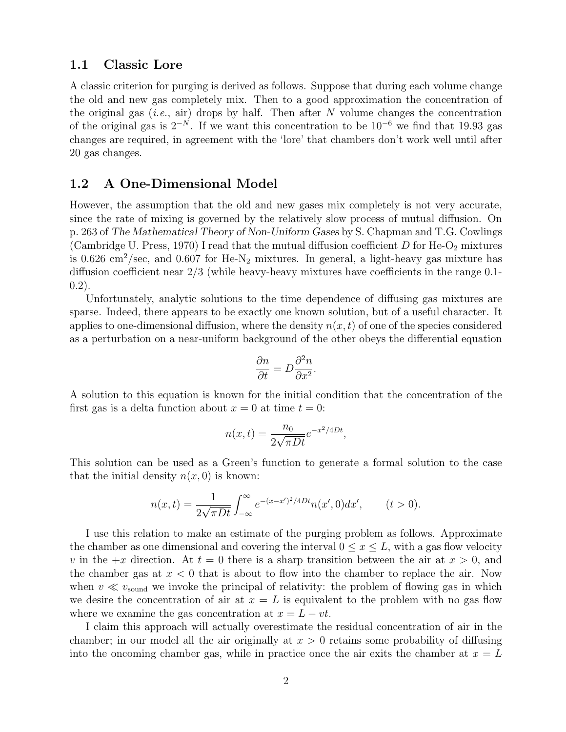## 1.1 Classic Lore

A classic criterion for purging is derived as follows. Suppose that during each volume change the old and new gas completely mix. Then to a good approximation the concentration of the original gas (*i.e.*, air) drops by half. Then after $N$ volume changes the concentration of the original gas is $2^{-N}$. If we want this concentration to be $10^{-6}$ we find that 19.93 gas changes are required, in agreement with the 'lore' that chambers don't work well until after 20 gas changes.

## 1.2 A One-Dimensional Model

However, the assumption that the old and new gases mix completely is not very accurate, since the rate of mixing is governed by the relatively slow process of mutual diffusion. On p. 263 of *The Mathematical Theory of Non-Uniform Gases* by S. Chapman and T.G. Cowlings (Cambridge U. Press, 1970) I read that the mutual diffusion coefficient $D$ for He-$O_2$ mixtures is 0.626 cm$^2$/sec, and 0.607 for He-$N_2$ mixtures. In general, a light-heavy gas mixture has diffusion coefficient near 2/3 (while heavy-heavy mixtures have coefficients in the range 0.1-0.2).

Unfortunately, analytic solutions to the time dependence of diffusing gas mixtures are sparse. Indeed, there appears to be exactly one known solution, but of a useful character. It applies to one-dimensional diffusion, where the density $n(x,t)$ of one of the species considered as a perturbation on a near-uniform background of the other obeys the differential equation

$$\frac{\partial n}{\partial t} = D\frac{\partial^2 n}{\partial x^2}.$$

A solution to this equation is known for the initial condition that the concentration of the first gas is a delta function about $x = 0$ at time $t = 0$:

$$n(x,t) = \frac{n_0}{2\sqrt{\pi D t}} e^{-x^2/4Dt},$$

This solution can be used as a Green's function to generate a formal solution to the case that the initial density $n(x,0)$ is known:

$$n(x,t) = \frac{1}{2\sqrt{\pi D t}} \int_{-\infty}^{\infty} e^{-(x-x')^2/4Dt} n(x',0)dx', \qquad (t > 0).$$

I use this relation to make an estimate of the purging problem as follows. Approximate the chamber as one dimensional and covering the interval $0 \le x \le L$, with a gas flow velocity $v$ in the $+x$ direction. At $t = 0$ there is a sharp transition between the air at $x > 0$, and the chamber gas at $x < 0$ that is about to flow into the chamber to replace the air. Now when $v \ll v_{\rm sound}$ we invoke the principal of relativity: the problem of flowing gas in which we desire the concentration of air at $x = L$ is equivalent to the problem with no gas flow where we examine the gas concentration at $x = L - vt$.

I claim this approach will actually overestimate the residual concentration of air in the chamber; in our model all the air originally at $x > 0$ retains some probability of diffusing into the oncoming chamber gas, while in practice once the air exits the chamber at $x = L$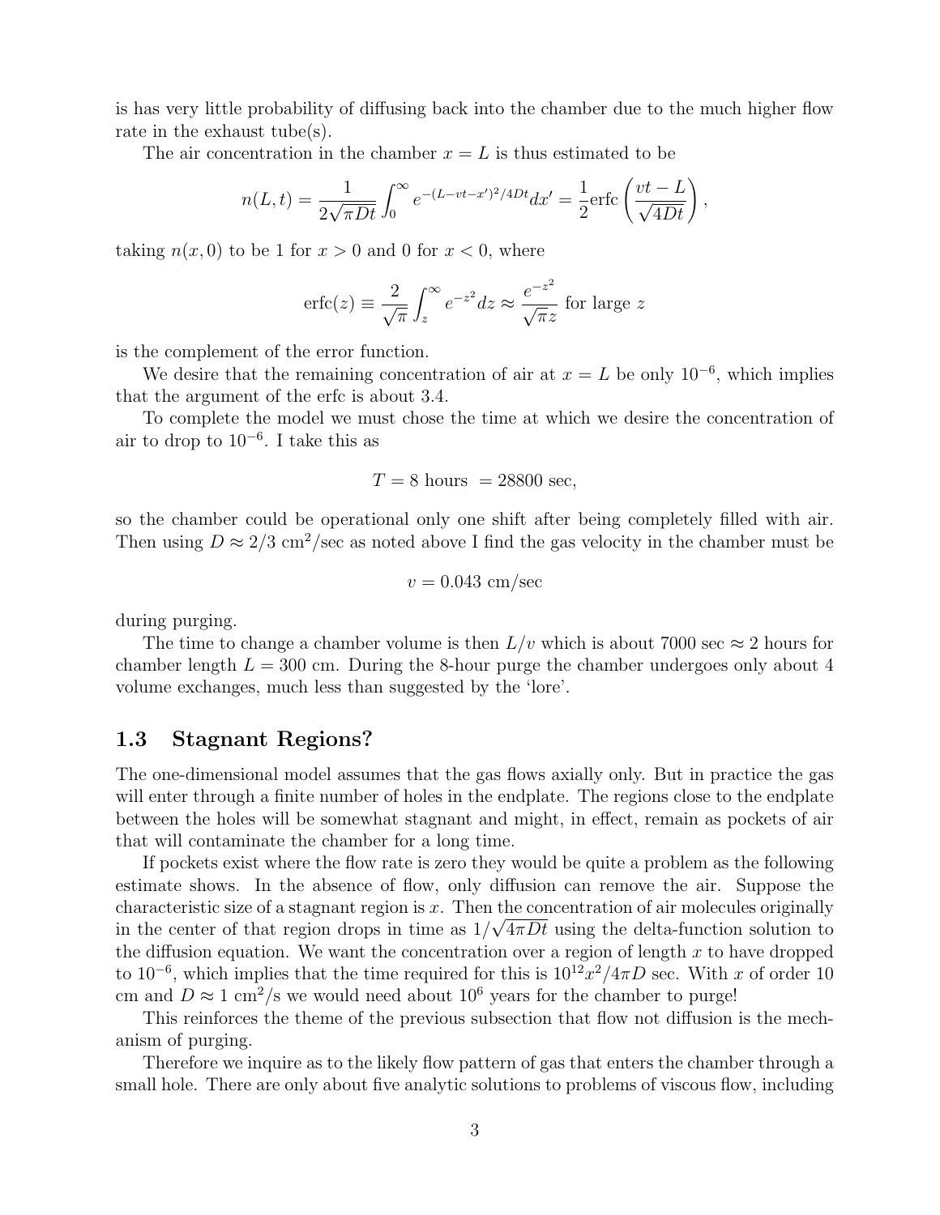is has very little probability of diffusing back into the chamber due to the much higher flow rate in the exhaust tube(s).

The air concentration in the chamber $x = L$ is thus estimated to be

$$n(L,t) = \frac{1}{2\sqrt{\pi Dt}} \int_0^\infty e^{-(L-vt-x')^2/4Dt} dx' = \frac{1}{2} \mathrm{erfc}\left(\frac{vt - L}{\sqrt{4Dt}}\right),$$

taking $n(x,0)$ to be 1 for $x > 0$ and 0 for $x < 0$, where

$$\mathrm{erfc}(z) \equiv \frac{2}{\sqrt{\pi}} \int_z^\infty e^{-z^2} dz \approx \frac{e^{-z^2}}{\sqrt{\pi} z} \text{ for large } z$$

is the complement of the error function.

We desire that the remaining concentration of air at $x = L$ be only $10^{-6}$, which implies that the argument of the erfc is about 3.4.

To complete the model we must chose the time at which we desire the concentration of air to drop to $10^{-6}$. I take this as

$$T = 8 \text{ hours } = 28800 \text{ sec},$$

so the chamber could be operational only one shift after being completely filled with air. Then using $D \approx 2/3$ cm$^2$/sec as noted above I find the gas velocity in the chamber must be

$$v = 0.043 \text{ cm/sec}$$

during purging.

The time to change a chamber volume is then $L/v$ which is about 7000 sec $\approx$ 2 hours for chamber length $L = 300$ cm. During the 8-hour purge the chamber undergoes only about 4 volume exchanges, much less than suggested by the 'lore'.

## 1.3 Stagnant Regions?

The one-dimensional model assumes that the gas flows axially only. But in practice the gas will enter through a finite number of holes in the endplate. The regions close to the endplate between the holes will be somewhat stagnant and might, in effect, remain as pockets of air that will contaminate the chamber for a long time.

If pockets exist where the flow rate is zero they would be quite a problem as the following estimate shows. In the absence of flow, only diffusion can remove the air. Suppose the characteristic size of a stagnant region is $x$. Then the concentration of air molecules originally in the center of that region drops in time as $1/\sqrt{4\pi Dt}$ using the delta-function solution to the diffusion equation. We want the concentration over a region of length $x$ to have dropped to $10^{-6}$, which implies that the time required for this is $10^{12}x^2/4\pi D$ sec. With $x$ of order 10 cm and $D \approx 1$ cm$^2$/s we would need about $10^6$ years for the chamber to purge!

This reinforces the theme of the previous subsection that flow not diffusion is the mechanism of purging.

Therefore we inquire as to the likely flow pattern of gas that enters the chamber through a small hole. There are only about five analytic solutions to problems of viscous flow, including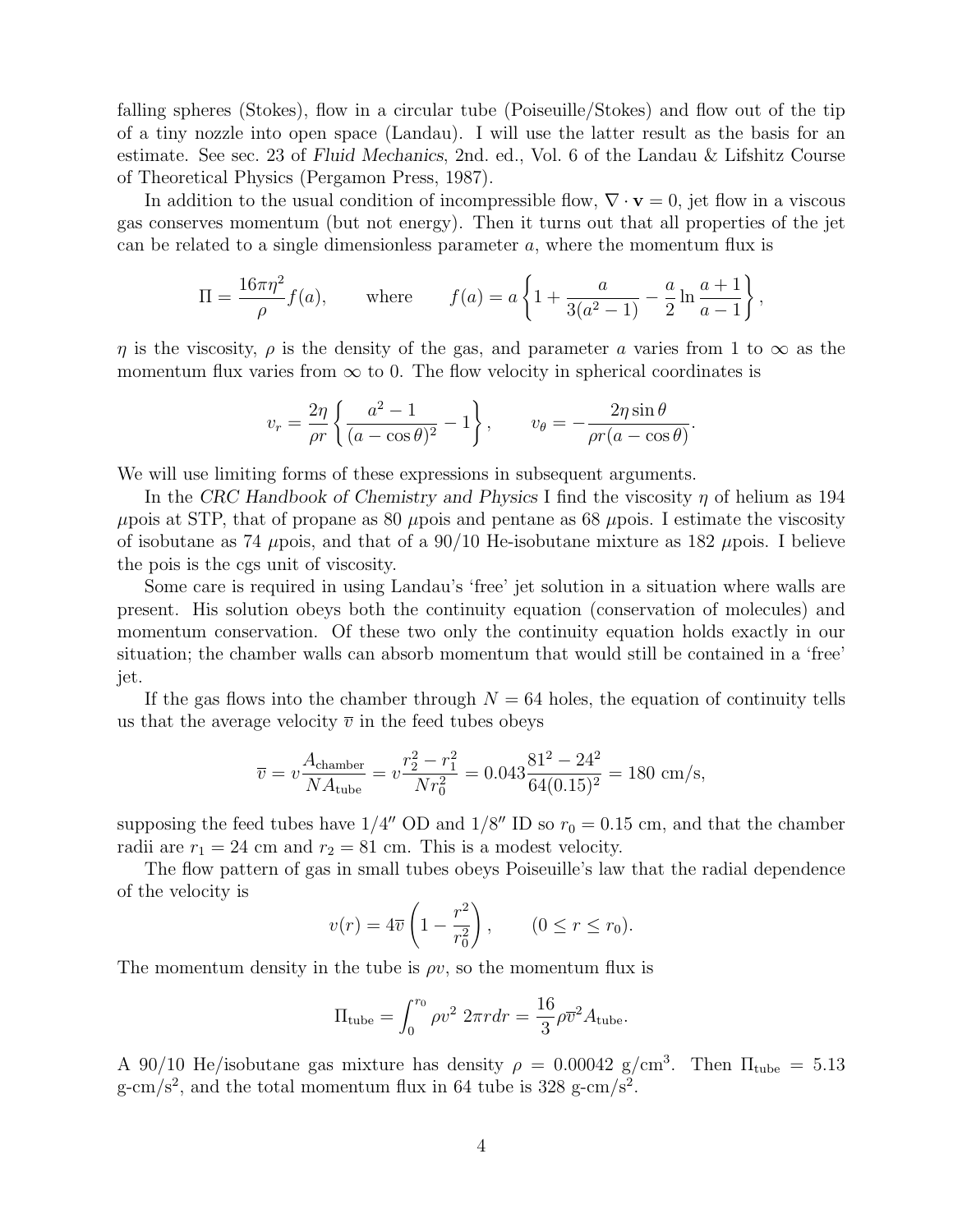falling spheres (Stokes), flow in a circular tube (Poiseuille/Stokes) and flow out of the tip of a tiny nozzle into open space (Landau). I will use the latter result as the basis for an estimate. See sec. 23 of *Fluid Mechanics*, 2nd. ed., Vol. 6 of the Landau & Lifshitz Course of Theoretical Physics (Pergamon Press, 1987).

In addition to the usual condition of incompressible flow, $\nabla \cdot \mathbf{v} = 0$, jet flow in a viscous gas conserves momentum (but not energy). Then it turns out that all properties of the jet can be related to a single dimensionless parameter $a$, where the momentum flux is

$$\Pi = \frac{16\pi\eta^2}{\rho} f(a), \qquad \text{where} \qquad f(a) = a\left\{1 + \frac{a}{3(a^2-1)} - \frac{a}{2}\ln\frac{a+1}{a-1}\right\},$$

$\eta$ is the viscosity, $\rho$ is the density of the gas, and parameter $a$ varies from 1 to $\infty$ as the momentum flux varies from $\infty$ to 0. The flow velocity in spherical coordinates is

$$v_r = \frac{2\eta}{\rho r}\left\{\frac{a^2-1}{(a-\cos\theta)^2} - 1\right\}, \qquad v_\theta = -\frac{2\eta\sin\theta}{\rho r(a-\cos\theta)}.$$

We will use limiting forms of these expressions in subsequent arguments.

In the *CRC Handbook of Chemistry and Physics* I find the viscosity $\eta$ of helium as 194 $\mu$pois at STP, that of propane as 80 $\mu$pois and pentane as 68 $\mu$pois. I estimate the viscosity of isobutane as 74 $\mu$pois, and that of a 90/10 He-isobutane mixture as 182 $\mu$pois. I believe the pois is the cgs unit of viscosity.

Some care is required in using Landau's 'free' jet solution in a situation where walls are present. His solution obeys both the continuity equation (conservation of molecules) and momentum conservation. Of these two only the continuity equation holds exactly in our situation; the chamber walls can absorb momentum that would still be contained in a 'free' jet.

If the gas flows into the chamber through $N = 64$ holes, the equation of continuity tells us that the average velocity $\overline{v}$ in the feed tubes obeys

$$\overline{v} = v\frac{A_{\text{chamber}}}{NA_{\text{tube}}} = v\frac{r_2^2 - r_1^2}{Nr_0^2} = 0.043\frac{81^2 - 24^2}{64(0.15)^2} = 180 \text{ cm/s},$$

supposing the feed tubes have $1/4''$ OD and $1/8''$ ID so $r_0 = 0.15$ cm, and that the chamber radii are $r_1 = 24$ cm and $r_2 = 81$ cm. This is a modest velocity.

The flow pattern of gas in small tubes obeys Poiseuille's law that the radial dependence of the velocity is

$$v(r) = 4\overline{v}\left(1 - \frac{r^2}{r_0^2}\right), \qquad (0 \le r \le r_0).$$

The momentum density in the tube is $\rho v$, so the momentum flux is

$$\Pi_{\text{tube}} = \int_0^{r_0} \rho v^2\ 2\pi r dr = \frac{16}{3}\rho\overline{v}^2 A_{\text{tube}}.$$

A 90/10 He/isobutane gas mixture has density $\rho = 0.00042$ g/cm$^3$. Then $\Pi_{\text{tube}} = 5.13$ g-cm/s$^2$, and the total momentum flux in 64 tube is 328 g-cm/s$^2$.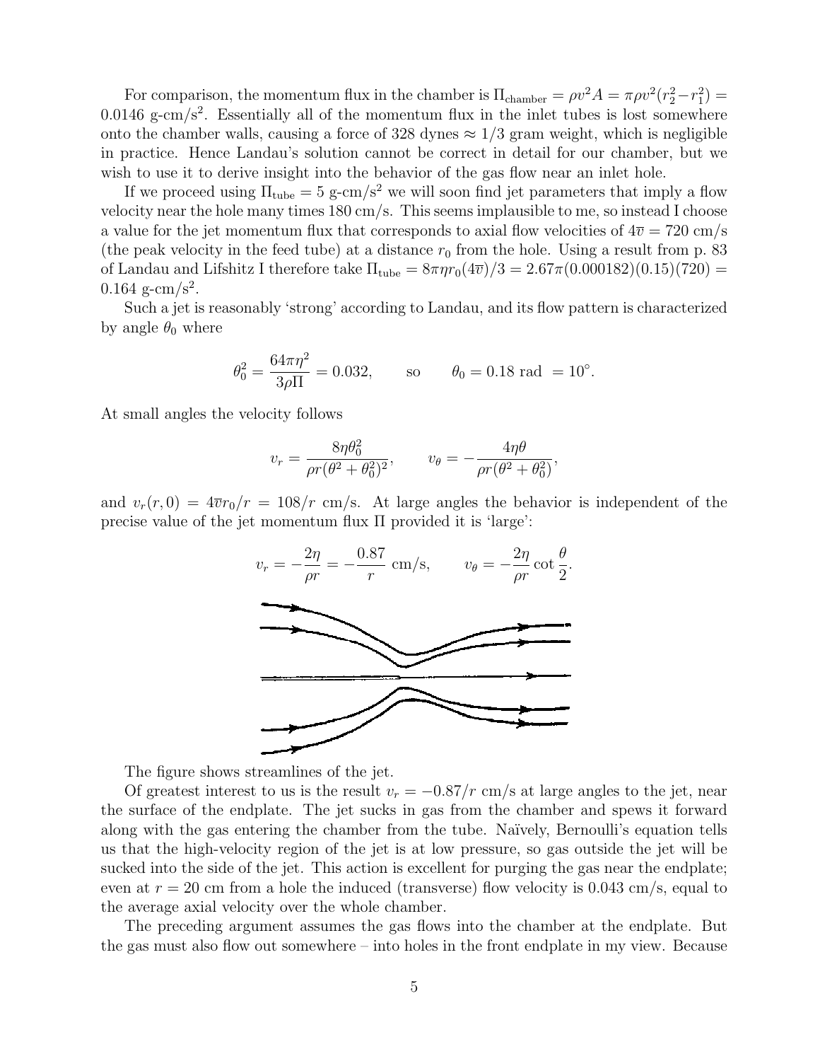For comparison, the momentum flux in the chamber is $\Pi_{\text{chamber}} = \rho v^2 A = \pi \rho v^2 (r_2^2 - r_1^2) = 0.0146$ g-cm/s$^2$. Essentially all of the momentum flux in the inlet tubes is lost somewhere onto the chamber walls, causing a force of 328 dynes $\approx 1/3$ gram weight, which is negligible in practice. Hence Landau's solution cannot be correct in detail for our chamber, but we wish to use it to derive insight into the behavior of the gas flow near an inlet hole.

If we proceed using $\Pi_{\text{tube}} = 5$ g-cm/s$^2$ we will soon find jet parameters that imply a flow velocity near the hole many times 180 cm/s. This seems implausible to me, so instead I choose a value for the jet momentum flux that corresponds to axial flow velocities of $4\overline{v} = 720$ cm/s (the peak velocity in the feed tube) at a distance $r_0$ from the hole. Using a result from p. 83 of Landau and Lifshitz I therefore take $\Pi_{\text{tube}} = 8\pi\eta r_0(4\overline{v})/3 = 2.67\pi(0.000182)(0.15)(720) = 0.164$ g-cm/s$^2$.

Such a jet is reasonably 'strong' according to Landau, and its flow pattern is characterized by angle $\theta_0$ where

$$\theta_0^2 = \frac{64\pi\eta^2}{3\rho\Pi} = 0.032, \qquad \text{so} \qquad \theta_0 = 0.18 \text{ rad } = 10^\circ.$$

At small angles the velocity follows

$$v_r = \frac{8\eta\theta_0^2}{\rho r(\theta^2 + \theta_0^2)^2}, \qquad v_\theta = -\frac{4\eta\theta}{\rho r(\theta^2 + \theta_0^2)},$$

and $v_r(r, 0) = 4\overline{v}r_0/r = 108/r$ cm/s. At large angles the behavior is independent of the precise value of the jet momentum flux $\Pi$ provided it is 'large':

$$v_r = -\frac{2\eta}{\rho r} = -\frac{0.87}{r} \text{ cm/s}, \qquad v_\theta = -\frac{2\eta}{\rho r}\cot\frac{\theta}{2}.$$

The figure shows streamlines of the jet.

Of greatest interest to us is the result $v_r = -0.87/r$ cm/s at large angles to the jet, near the surface of the endplate. The jet sucks in gas from the chamber and spews it forward along with the gas entering the chamber from the tube. Naïvely, Bernoulli's equation tells us that the high-velocity region of the jet is at low pressure, so gas outside the jet will be sucked into the side of the jet. This action is excellent for purging the gas near the endplate; even at $r = 20$ cm from a hole the induced (transverse) flow velocity is 0.043 cm/s, equal to the average axial velocity over the whole chamber.

The preceding argument assumes the gas flows into the chamber at the endplate. But the gas must also flow out somewhere – into holes in the front endplate in my view. Because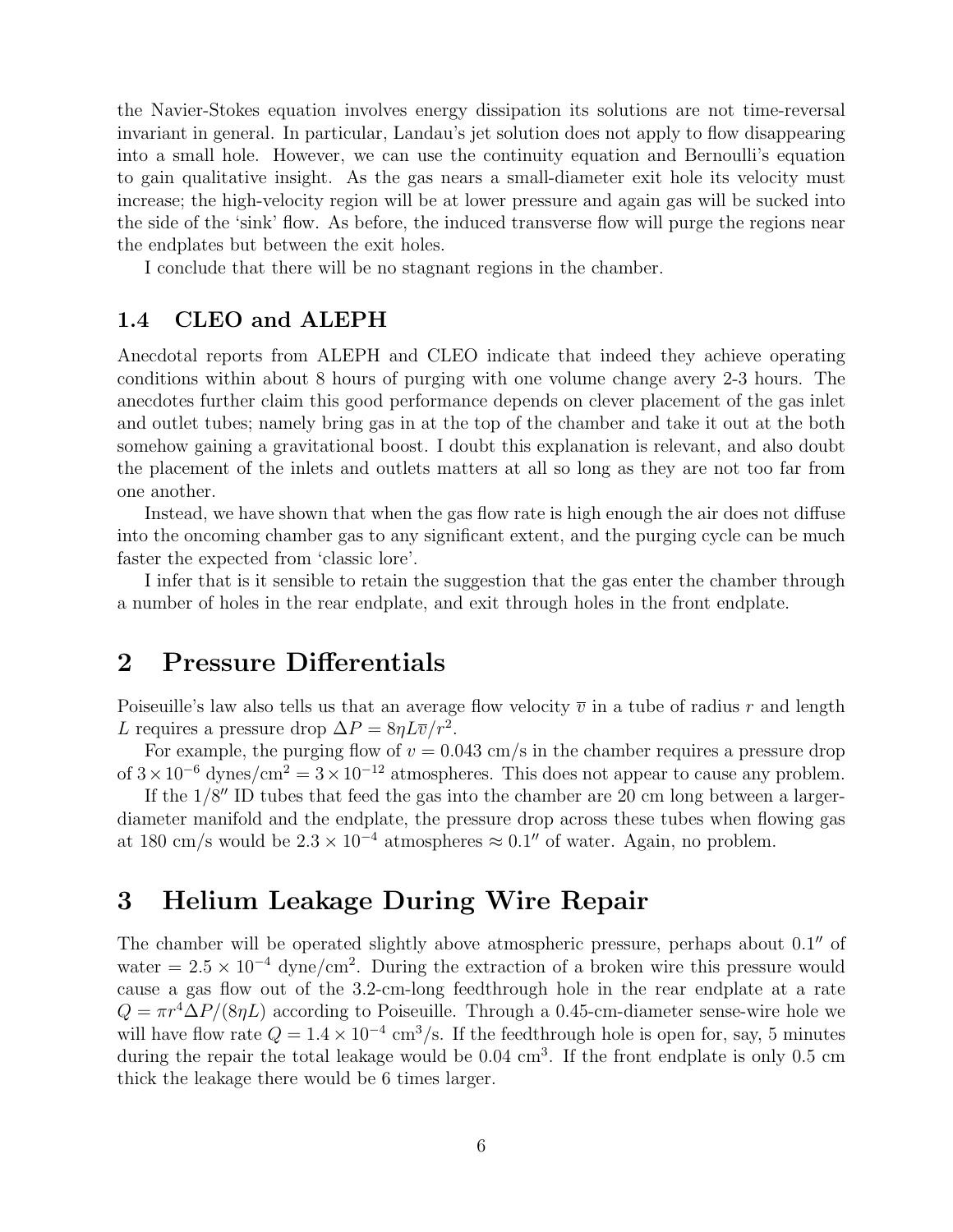the Navier-Stokes equation involves energy dissipation its solutions are not time-reversal invariant in general. In particular, Landau's jet solution does not apply to flow disappearing into a small hole. However, we can use the continuity equation and Bernoulli's equation to gain qualitative insight. As the gas nears a small-diameter exit hole its velocity must increase; the high-velocity region will be at lower pressure and again gas will be sucked into the side of the 'sink' flow. As before, the induced transverse flow will purge the regions near the endplates but between the exit holes.

I conclude that there will be no stagnant regions in the chamber.

### 1.4 CLEO and ALEPH

Anecdotal reports from ALEPH and CLEO indicate that indeed they achieve operating conditions within about 8 hours of purging with one volume change avery 2-3 hours. The anecdotes further claim this good performance depends on clever placement of the gas inlet and outlet tubes; namely bring gas in at the top of the chamber and take it out at the both somehow gaining a gravitational boost. I doubt this explanation is relevant, and also doubt the placement of the inlets and outlets matters at all so long as they are not too far from one another.

Instead, we have shown that when the gas flow rate is high enough the air does not diffuse into the oncoming chamber gas to any significant extent, and the purging cycle can be much faster the expected from 'classic lore'.

I infer that is it sensible to retain the suggestion that the gas enter the chamber through a number of holes in the rear endplate, and exit through holes in the front endplate.

## 2 Pressure Differentials

Poiseuille's law also tells us that an average flow velocity $\overline{v}$ in a tube of radius $r$ and length $L$ requires a pressure drop $\Delta P = 8\eta L\overline{v}/r^2$.

For example, the purging flow of $v = 0.043$ cm/s in the chamber requires a pressure drop of $3 \times 10^{-6}$ dynes/cm$^2$ $= 3 \times 10^{-12}$ atmospheres. This does not appear to cause any problem.

If the $1/8''$ ID tubes that feed the gas into the chamber are 20 cm long between a larger-diameter manifold and the endplate, the pressure drop across these tubes when flowing gas at 180 cm/s would be $2.3 \times 10^{-4}$ atmospheres $\approx 0.1''$ of water. Again, no problem.

## 3 Helium Leakage During Wire Repair

The chamber will be operated slightly above atmospheric pressure, perhaps about $0.1''$ of water $= 2.5 \times 10^{-4}$ dyne/cm$^2$. During the extraction of a broken wire this pressure would cause a gas flow out of the 3.2-cm-long feedthrough hole in the rear endplate at a rate $Q = \pi r^4 \Delta P/(8\eta L)$ according to Poiseuille. Through a 0.45-cm-diameter sense-wire hole we will have flow rate $Q = 1.4 \times 10^{-4}$ cm$^3$/s. If the feedthrough hole is open for, say, 5 minutes during the repair the total leakage would be 0.04 cm$^3$. If the front endplate is only 0.5 cm thick the leakage there would be 6 times larger.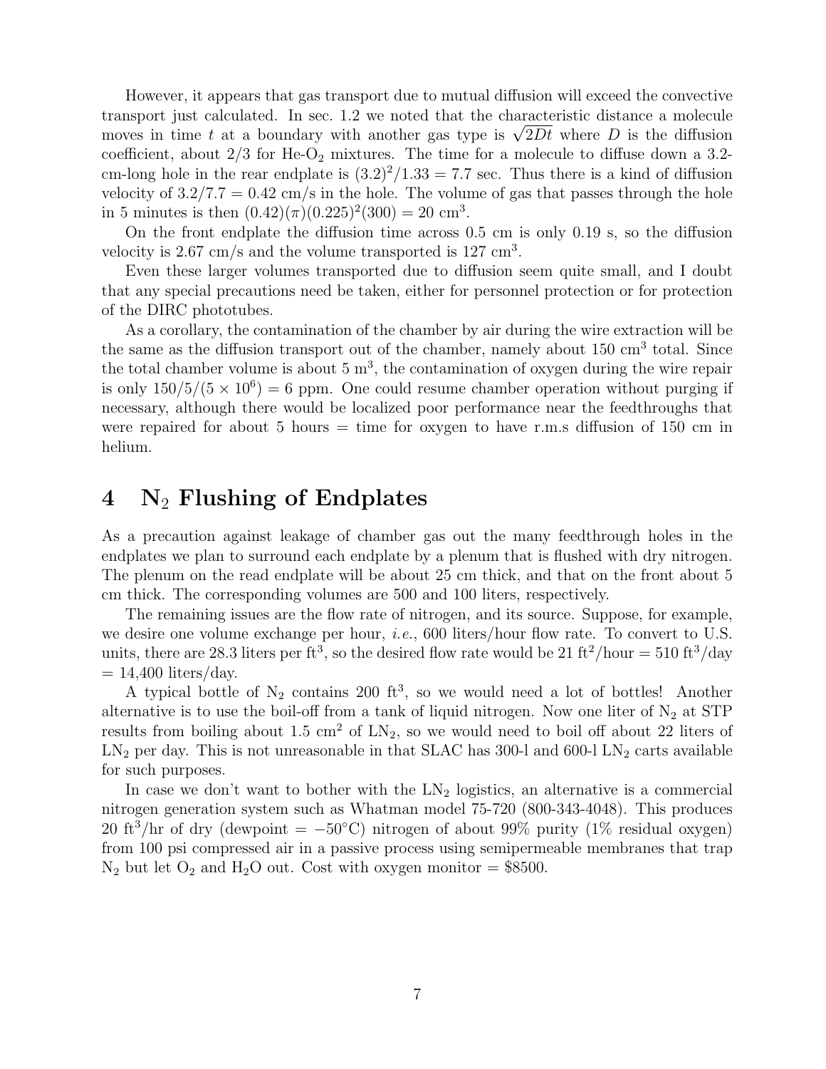However, it appears that gas transport due to mutual diffusion will exceed the convective transport just calculated. In sec. 1.2 we noted that the characteristic distance a molecule moves in time $t$ at a boundary with another gas type is $\sqrt{2Dt}$ where $D$ is the diffusion coefficient, about 2/3 for He-$O_2$ mixtures. The time for a molecule to diffuse down a 3.2-cm-long hole in the rear endplate is $(3.2)^2/1.33 = 7.7$ sec. Thus there is a kind of diffusion velocity of $3.2/7.7 = 0.42$ cm/s in the hole. The volume of gas that passes through the hole in 5 minutes is then $(0.42)(\pi)(0.225)^2(300) = 20$ cm$^3$.

On the front endplate the diffusion time across 0.5 cm is only 0.19 s, so the diffusion velocity is 2.67 cm/s and the volume transported is 127 cm$^3$.

Even these larger volumes transported due to diffusion seem quite small, and I doubt that any special precautions need be taken, either for personnel protection or for protection of the DIRC phototubes.

As a corollary, the contamination of the chamber by air during the wire extraction will be the same as the diffusion transport out of the chamber, namely about 150 cm$^3$ total. Since the total chamber volume is about 5 m$^3$, the contamination of oxygen during the wire repair is only $150/5/(5 \times 10^6) = 6$ ppm. One could resume chamber operation without purging if necessary, although there would be localized poor performance near the feedthroughs that were repaired for about 5 hours = time for oxygen to have r.m.s diffusion of 150 cm in helium.

# 4 $N_2$ Flushing of Endplates

As a precaution against leakage of chamber gas out the many feedthrough holes in the endplates we plan to surround each endplate by a plenum that is flushed with dry nitrogen. The plenum on the read endplate will be about 25 cm thick, and that on the front about 5 cm thick. The corresponding volumes are 500 and 100 liters, respectively.

The remaining issues are the flow rate of nitrogen, and its source. Suppose, for example, we desire one volume exchange per hour, *i.e.*, 600 liters/hour flow rate. To convert to U.S. units, there are 28.3 liters per ft$^3$, so the desired flow rate would be 21 ft$^2$/hour = 510 ft$^3$/day = 14,400 liters/day.

A typical bottle of $N_2$ contains 200 ft$^3$, so we would need a lot of bottles! Another alternative is to use the boil-off from a tank of liquid nitrogen. Now one liter of $N_2$ at STP results from boiling about 1.5 cm$^2$ of $LN_2$, so we would need to boil off about 22 liters of $LN_2$ per day. This is not unreasonable in that SLAC has 300-l and 600-l $LN_2$ carts available for such purposes.

In case we don't want to bother with the $LN_2$ logistics, an alternative is a commercial nitrogen generation system such as Whatman model 75-720 (800-343-4048). This produces 20 ft$^3$/hr of dry (dewpoint = $-50^\circ$C) nitrogen of about 99% purity (1% residual oxygen) from 100 psi compressed air in a passive process using semipermeable membranes that trap $N_2$ but let $O_2$ and $H_2O$ out. Cost with oxygen monitor = \$8500.